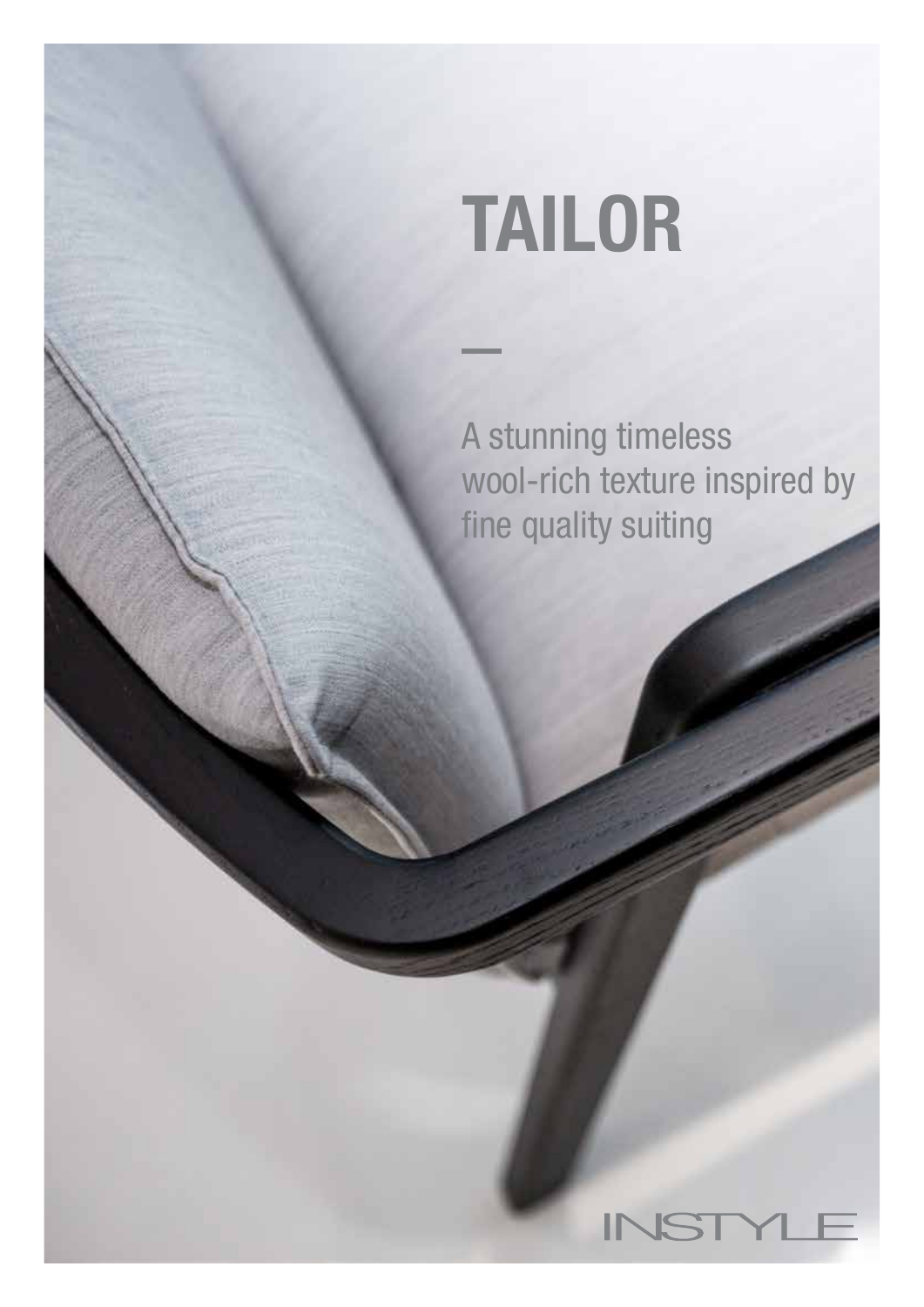# TAILOR

—

A stunning timeless wool-rich texture inspired by fine quality suiting

INSTYLE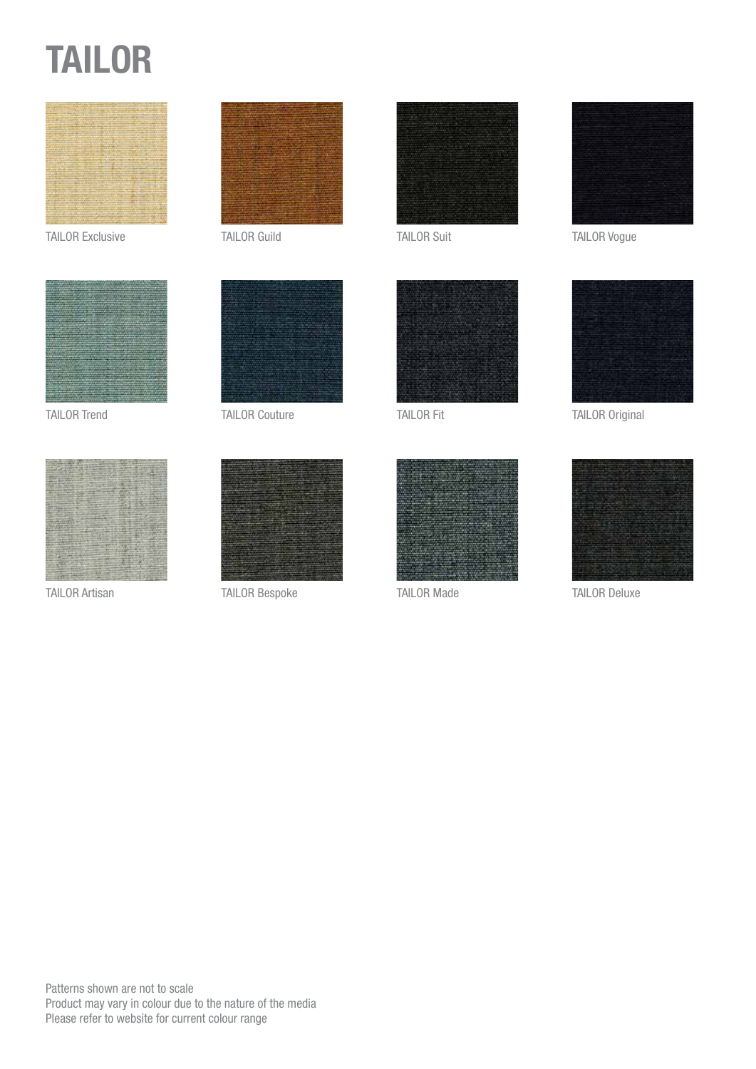# TAILOR

TAILOR Exclusive

TAILOR Guild

TAILOR Suit

TAILOR Vogue

TAILOR Trend

TAILOR Couture

TAILOR Fit

TAILOR Original

TAILOR Artisan

TAILOR Bespoke

TAILOR Made

TAILOR Deluxe

Patterns shown are not to scale
Product may vary in colour due to the nature of the media
Please refer to website for current colour range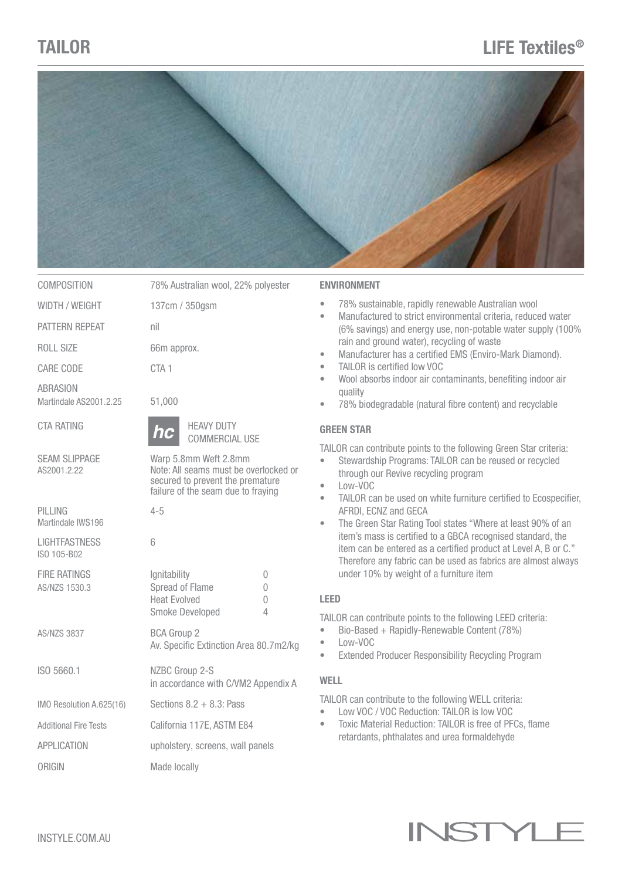# TAILOR

LIFE Textiles®

| | |
|---|---|
| COMPOSITION | 78% Australian wool, 22% polyester |
| WIDTH / WEIGHT | 137cm / 350gsm |
| PATTERN REPEAT | nil |
| ROLL SIZE | 66m approx. |
| CARE CODE | CTA 1 |
| ABRASION<br>Martindale AS2001.2.25 | 51,000 |
| CTA RATING | hc HEAVY DUTY COMMERCIAL USE |
| SEAM SLIPPAGE<br>AS2001.2.22 | Warp 5.8mm Weft 2.8mm<br>Note: All seams must be overlocked or secured to prevent the premature failure of the seam due to fraying |
| PILLING<br>Martindale IWS196 | 4-5 |
| LIGHTFASTNESS<br>ISO 105-B02 | 6 |
| FIRE RATINGS<br>AS/NZS 1530.3 | Ignitability 0<br>Spread of Flame 0<br>Heat Evolved 0<br>Smoke Developed 4 |
| AS/NZS 3837 | BCA Group 2<br>Av. Specific Extinction Area 80.7m2/kg |
| ISO 5660.1 | NZBC Group 2-S<br>in accordance with C/VM2 Appendix A |
| IMO Resolution A.625(16) | Sections 8.2 + 8.3: Pass |
| Additional Fire Tests | California 117E, ASTM E84 |
| APPLICATION | upholstery, screens, wall panels |
| ORIGIN | Made locally |

## ENVIRONMENT

- 78% sustainable, rapidly renewable Australian wool
- Manufactured to strict environmental criteria, reduced water (6% savings) and energy use, non-potable water supply (100% rain and ground water), recycling of waste
- Manufacturer has a certified EMS (Enviro-Mark Diamond).
- TAILOR is certified low VOC
- Wool absorbs indoor air contaminants, benefiting indoor air quality
- 78% biodegradable (natural fibre content) and recyclable

## GREEN STAR

TAILOR can contribute points to the following Green Star criteria:

- Stewardship Programs: TAILOR can be reused or recycled through our Revive recycling program
- Low-VOC
- TAILOR can be used on white furniture certified to Ecospecifier, AFRDI, ECNZ and GECA
- The Green Star Rating Tool states "Where at least 90% of an item's mass is certified to a GBCA recognised standard, the item can be entered as a certified product at Level A, B or C." Therefore any fabric can be used as fabrics are almost always under 10% by weight of a furniture item

## LEED

TAILOR can contribute points to the following LEED criteria:

- Bio-Based + Rapidly-Renewable Content (78%)
- Low-VOC
- Extended Producer Responsibility Recycling Program

## WELL

TAILOR can contribute to the following WELL criteria:

- Low VOC / VOC Reduction: TAILOR is low VOC
- Toxic Material Reduction: TAILOR is free of PFCs, flame retardants, phthalates and urea formaldehyde

INSTYLE.COM.AU

INSTYLE